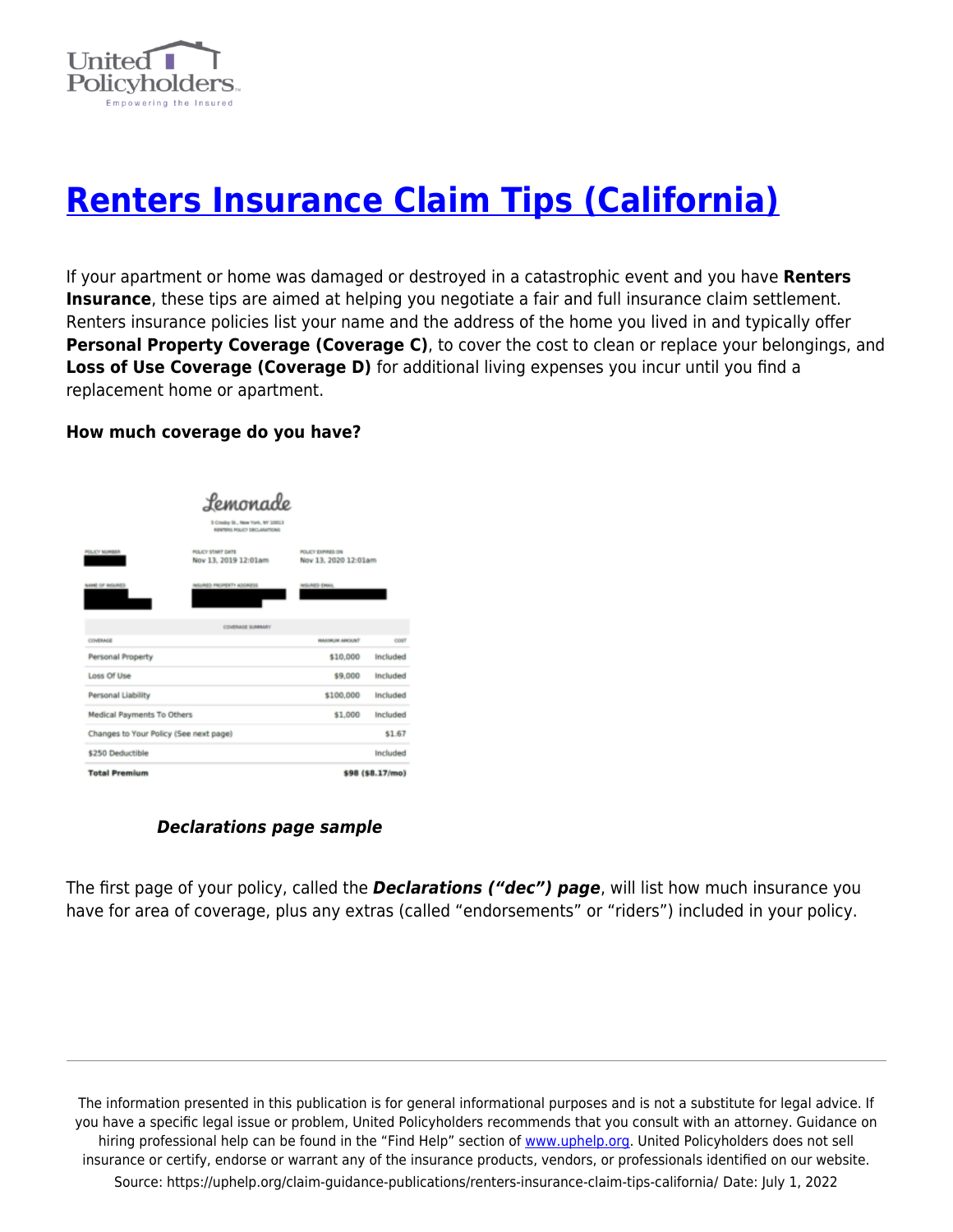# [Renters Insurance Claim Tips (California)](https://uphelp.org/claim-guidance-publications/renters-insurance-claim-tips-california/)

If your apartment or home was damaged or destroyed in a catastrophic event and you have **Renters Insurance**, these tips are aimed at helping you negotiate a fair and full insurance claim settlement. Renters insurance policies list your name and the address of the home you lived in and typically offer **Personal Property Coverage (Coverage C)**, to cover the cost to clean or replace your belongings, and **Loss of Use Coverage (Coverage D)** for additional living expenses you incur until you find a replacement home or apartment.

**How much coverage do you have?**

Lemonade

5 Crosby St., New York, NY 10013
RENTERS POLICY DECLARATIONS

| POLICY NUMBER | POLICY START DATE | POLICY EXPIRES ON |
|---|---|---|
| [redacted] | Nov 13, 2019 12:01am | Nov 13, 2020 12:01am |

| NAME OF INSURED | INSURED PROPERTY ADDRESS | INSURED EMAIL |
|---|---|---|
| [redacted] | [redacted] | [redacted] |

COVERAGE SUMMARY

| COVERAGE | MAXIMUM AMOUNT | COST |
|---|---|---|
| Personal Property | $10,000 | Included |
| Loss Of Use | $9,000 | Included |
| Personal Liability | $100,000 | Included |
| Medical Payments To Others | $1,000 | Included |
| Changes to Your Policy (See next page) | | $1.67 |
| $250 Deductible | | Included |
| **Total Premium** | | **$98 ($8.17/mo)** |

***Declarations page sample***

The first page of your policy, called the ***Declarations ("dec") page***, will list how much insurance you have for area of coverage, plus any extras (called "endorsements" or "riders") included in your policy.

The information presented in this publication is for general informational purposes and is not a substitute for legal advice. If you have a specific legal issue or problem, United Policyholders recommends that you consult with an attorney. Guidance on hiring professional help can be found in the "Find Help" section of [www.uphelp.org](http://www.uphelp.org). United Policyholders does not sell insurance or certify, endorse or warrant any of the insurance products, vendors, or professionals identified on our website.
Source: https://uphelp.org/claim-guidance-publications/renters-insurance-claim-tips-california/ Date: July 1, 2022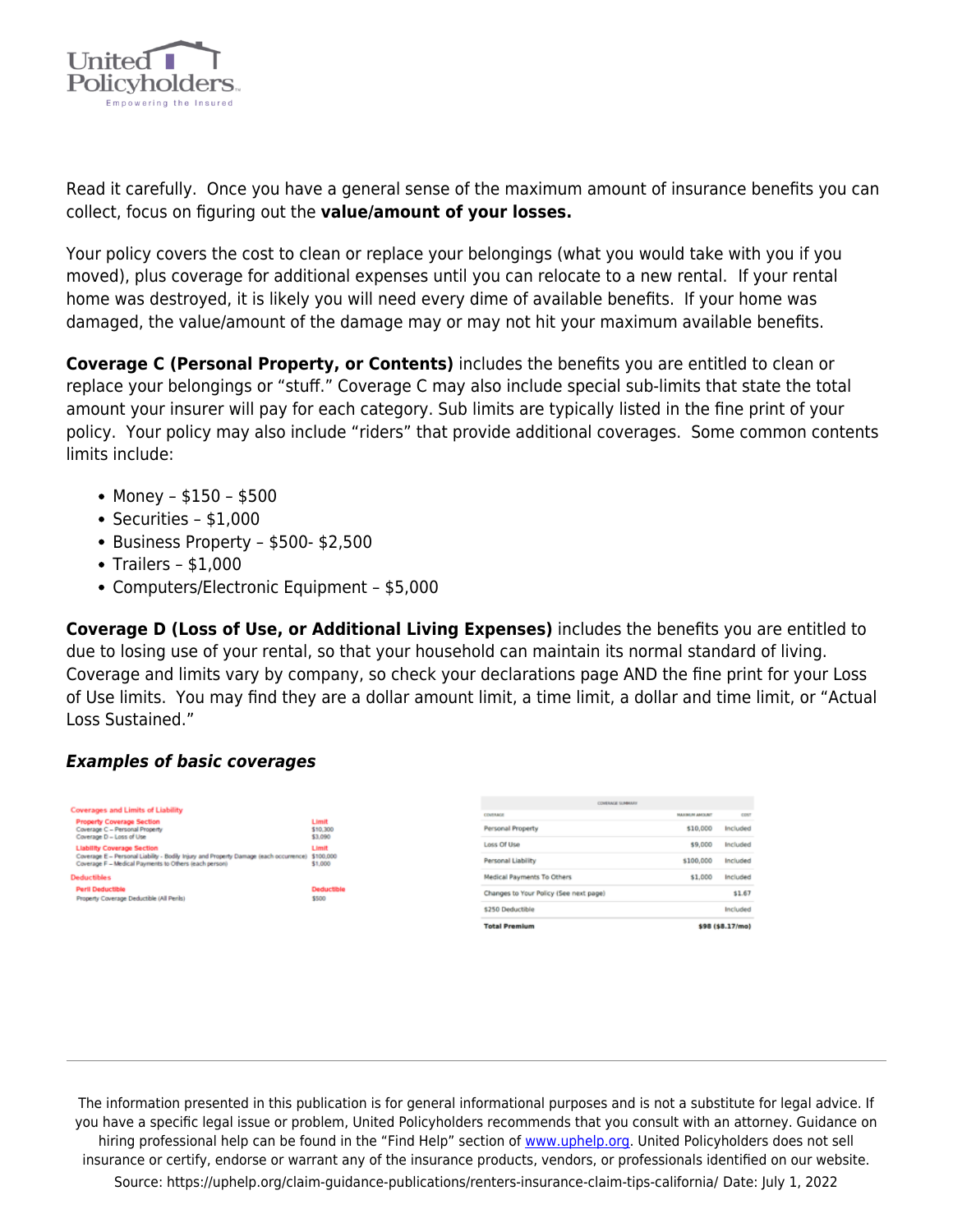Read it carefully. Once you have a general sense of the maximum amount of insurance benefits you can collect, focus on figuring out the **value/amount of your losses.**

Your policy covers the cost to clean or replace your belongings (what you would take with you if you moved), plus coverage for additional expenses until you can relocate to a new rental. If your rental home was destroyed, it is likely you will need every dime of available benefits. If your home was damaged, the value/amount of the damage may or may not hit your maximum available benefits.

**Coverage C (Personal Property, or Contents)** includes the benefits you are entitled to clean or replace your belongings or "stuff." Coverage C may also include special sub-limits that state the total amount your insurer will pay for each category. Sub limits are typically listed in the fine print of your policy. Your policy may also include "riders" that provide additional coverages. Some common contents limits include:

- Money – $150 – $500
- Securities – $1,000
- Business Property – $500- $2,500
- Trailers – $1,000
- Computers/Electronic Equipment – $5,000

**Coverage D (Loss of Use, or Additional Living Expenses)** includes the benefits you are entitled to due to losing use of your rental, so that your household can maintain its normal standard of living. Coverage and limits vary by company, so check your declarations page AND the fine print for your Loss of Use limits. You may find they are a dollar amount limit, a time limit, a dollar and time limit, or "Actual Loss Sustained."

***Examples of basic coverages***

**Coverages and Limits of Liability**

| Property Coverage Section | Limit |
|---|---|
| Coverage C – Personal Property | $10,300 |
| Coverage D – Loss of Use | $3,090 |
| **Liability Coverage Section** | **Limit** |
| Coverage E – Personal Liability - Bodily Injury and Property Damage (each occurrence) | $100,000 |
| Coverage F – Medical Payments to Others (each person) | $1,000 |
| **Deductibles** | |
| **Peril Deductible** | **Deductible** |
| Property Coverage Deductible (All Perils) | $500 |

**COVERAGE SUMMARY**

| Coverage | Maximum Amount | Cost |
|---|---|---|
| Personal Property | $10,000 | Included |
| Loss Of Use | $9,000 | Included |
| Personal Liability | $100,000 | Included |
| Medical Payments To Others | $1,000 | Included |
| Changes to Your Policy (See next page) | | $1.67 |
| $250 Deductible | | Included |
| **Total Premium** | | **$98 ($8.17/mo)** |

The information presented in this publication is for general informational purposes and is not a substitute for legal advice. If you have a specific legal issue or problem, United Policyholders recommends that you consult with an attorney. Guidance on hiring professional help can be found in the "Find Help" section of www.uphelp.org. United Policyholders does not sell insurance or certify, endorse or warrant any of the insurance products, vendors, or professionals identified on our website.

Source: https://uphelp.org/claim-guidance-publications/renters-insurance-claim-tips-california/ Date: July 1, 2022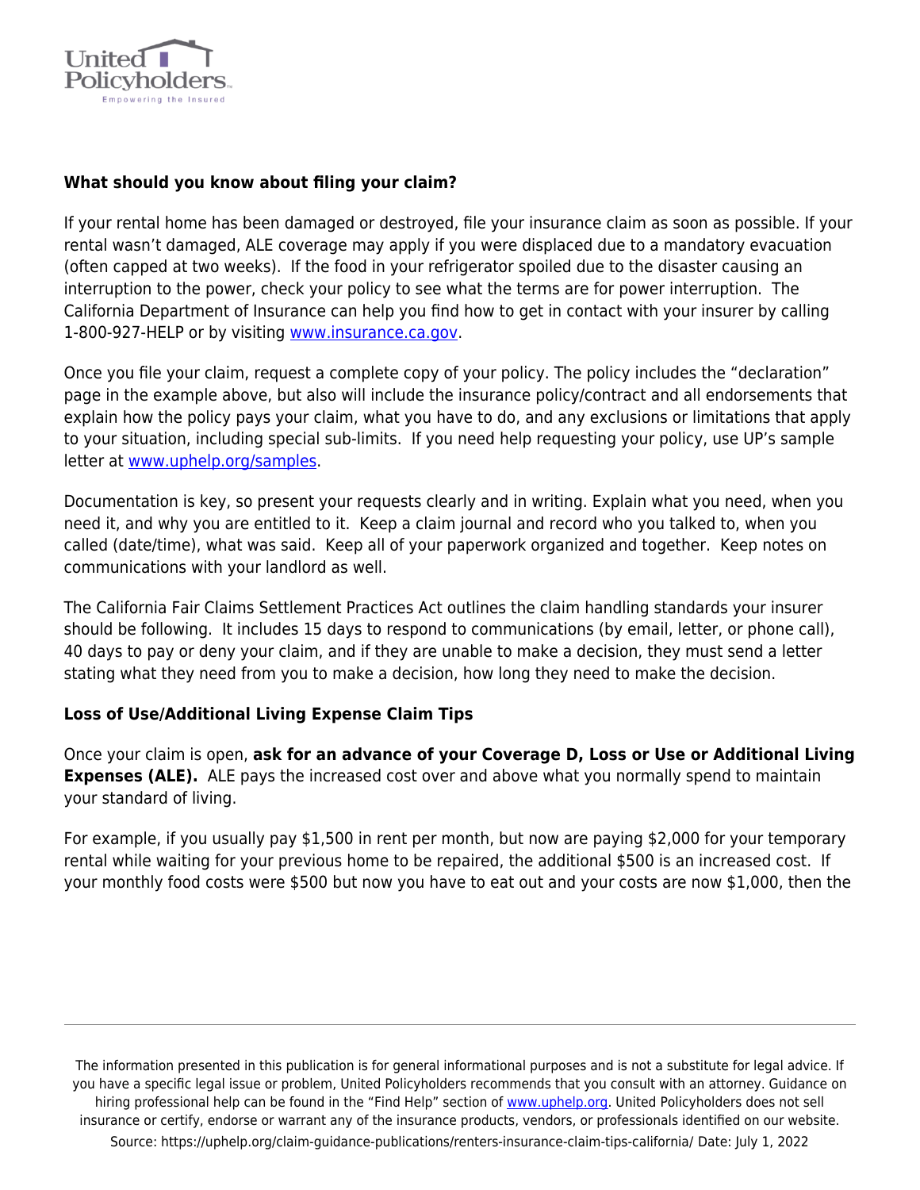**What should you know about filing your claim?**

If your rental home has been damaged or destroyed, file your insurance claim as soon as possible. If your rental wasn't damaged, ALE coverage may apply if you were displaced due to a mandatory evacuation (often capped at two weeks). If the food in your refrigerator spoiled due to the disaster causing an interruption to the power, check your policy to see what the terms are for power interruption. The California Department of Insurance can help you find how to get in contact with your insurer by calling 1-800-927-HELP or by visiting [www.insurance.ca.gov](http://www.insurance.ca.gov).

Once you file your claim, request a complete copy of your policy. The policy includes the "declaration" page in the example above, but also will include the insurance policy/contract and all endorsements that explain how the policy pays your claim, what you have to do, and any exclusions or limitations that apply to your situation, including special sub-limits. If you need help requesting your policy, use UP's sample letter at [www.uphelp.org/samples](http://www.uphelp.org/samples).

Documentation is key, so present your requests clearly and in writing. Explain what you need, when you need it, and why you are entitled to it. Keep a claim journal and record who you talked to, when you called (date/time), what was said. Keep all of your paperwork organized and together. Keep notes on communications with your landlord as well.

The California Fair Claims Settlement Practices Act outlines the claim handling standards your insurer should be following. It includes 15 days to respond to communications (by email, letter, or phone call), 40 days to pay or deny your claim, and if they are unable to make a decision, they must send a letter stating what they need from you to make a decision, how long they need to make the decision.

**Loss of Use/Additional Living Expense Claim Tips**

Once your claim is open, **ask for an advance of your Coverage D, Loss or Use or Additional Living Expenses (ALE).** ALE pays the increased cost over and above what you normally spend to maintain your standard of living.

For example, if you usually pay $1,500 in rent per month, but now are paying $2,000 for your temporary rental while waiting for your previous home to be repaired, the additional $500 is an increased cost. If your monthly food costs were $500 but now you have to eat out and your costs are now $1,000, then the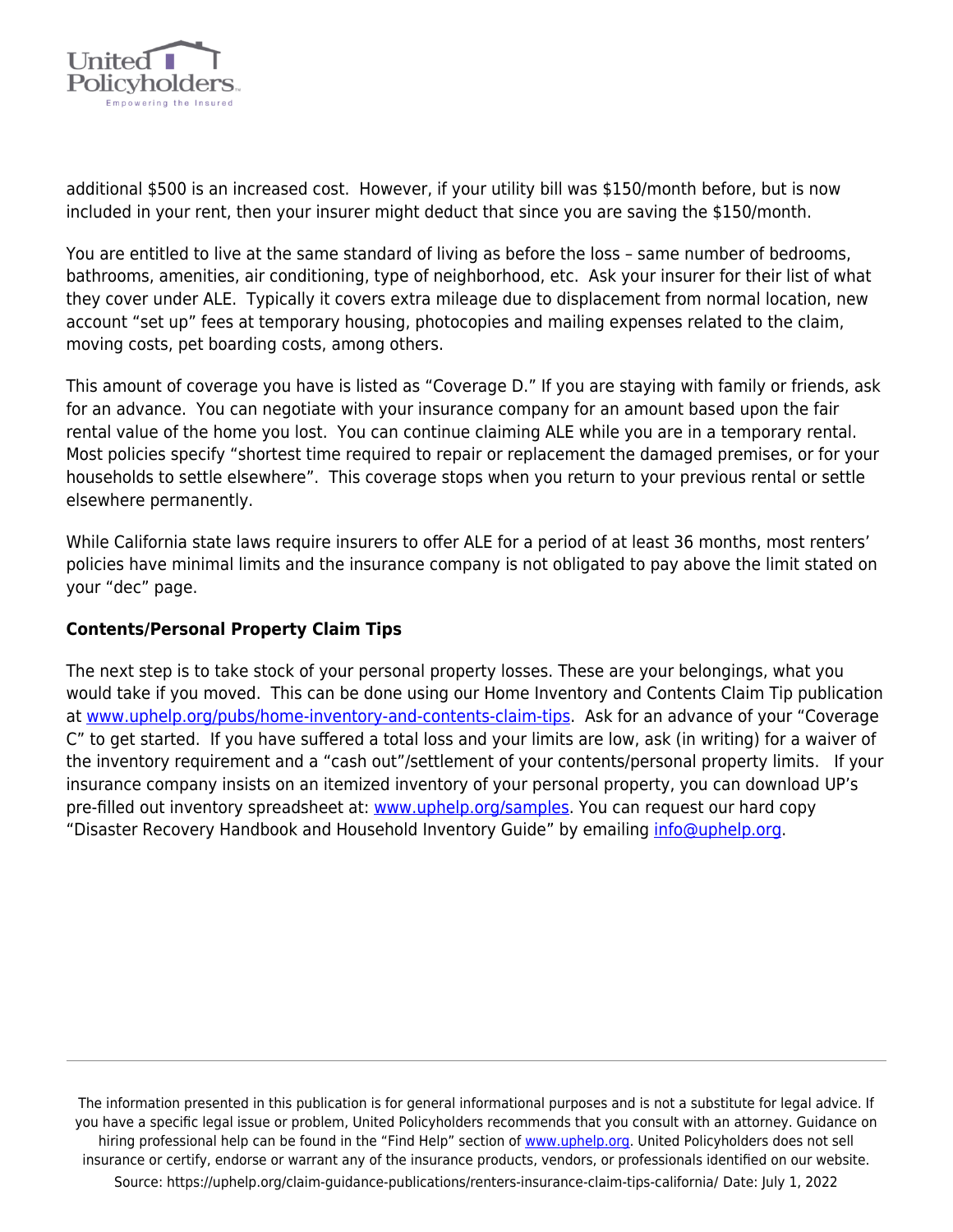additional $500 is an increased cost. However, if your utility bill was $150/month before, but is now included in your rent, then your insurer might deduct that since you are saving the $150/month.

You are entitled to live at the same standard of living as before the loss – same number of bedrooms, bathrooms, amenities, air conditioning, type of neighborhood, etc. Ask your insurer for their list of what they cover under ALE. Typically it covers extra mileage due to displacement from normal location, new account "set up" fees at temporary housing, photocopies and mailing expenses related to the claim, moving costs, pet boarding costs, among others.

This amount of coverage you have is listed as "Coverage D." If you are staying with family or friends, ask for an advance. You can negotiate with your insurance company for an amount based upon the fair rental value of the home you lost. You can continue claiming ALE while you are in a temporary rental. Most policies specify "shortest time required to repair or replacement the damaged premises, or for your households to settle elsewhere". This coverage stops when you return to your previous rental or settle elsewhere permanently.

While California state laws require insurers to offer ALE for a period of at least 36 months, most renters' policies have minimal limits and the insurance company is not obligated to pay above the limit stated on your "dec" page.

**Contents/Personal Property Claim Tips**

The next step is to take stock of your personal property losses. These are your belongings, what you would take if you moved. This can be done using our Home Inventory and Contents Claim Tip publication at [www.uphelp.org/pubs/home-inventory-and-contents-claim-tips](www.uphelp.org/pubs/home-inventory-and-contents-claim-tips). Ask for an advance of your "Coverage C" to get started. If you have suffered a total loss and your limits are low, ask (in writing) for a waiver of the inventory requirement and a "cash out"/settlement of your contents/personal property limits. If your insurance company insists on an itemized inventory of your personal property, you can download UP's pre-filled out inventory spreadsheet at: [www.uphelp.org/samples](www.uphelp.org/samples). You can request our hard copy "Disaster Recovery Handbook and Household Inventory Guide" by emailing [info@uphelp.org](mailto:info@uphelp.org).

The information presented in this publication is for general informational purposes and is not a substitute for legal advice. If you have a specific legal issue or problem, United Policyholders recommends that you consult with an attorney. Guidance on hiring professional help can be found in the "Find Help" section of [www.uphelp.org](www.uphelp.org). United Policyholders does not sell insurance or certify, endorse or warrant any of the insurance products, vendors, or professionals identified on our website.

Source: https://uphelp.org/claim-guidance-publications/renters-insurance-claim-tips-california/ Date: July 1, 2022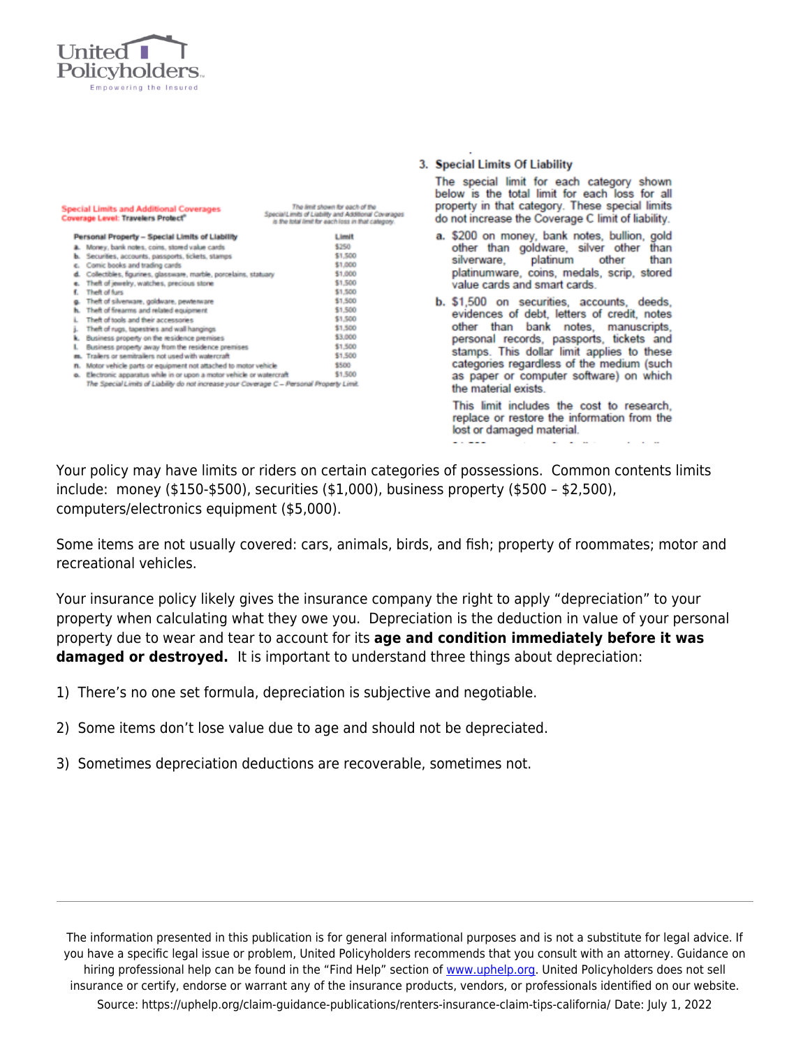**Special Limits and Additional Coverages**
**Coverage Level: Travelers Protect®**

*The limit shown for each of the Special Limits of Liability and Additional Coverages is the total limit for each loss in that category.*

| Personal Property – Special Limits of Liability | Limit |
|---|---|
| a. Money, bank notes, coins, stored value cards | $250 |
| b. Securities, accounts, passports, tickets, stamps | $1,500 |
| c. Comic books and trading cards | $1,000 |
| d. Collectibles, figurines, glassware, marble, porcelains, statuary | $1,000 |
| e. Theft of jewelry, watches, precious stone | $1,500 |
| f. Theft of furs | $1,500 |
| g. Theft of silverware, goldware, pewterware | $1,500 |
| h. Theft of firearms and related equipment | $1,500 |
| i. Theft of tools and their accessories | $1,500 |
| j. Theft of rugs, tapestries and wall hangings | $1,500 |
| k. Business property on the residence premises | $3,000 |
| l. Business property away from the residence premises | $1,500 |
| m. Trailers or semitrailers not used with watercraft | $1,500 |
| n. Motor vehicle parts or equipment not attached to motor vehicle | $500 |
| o. Electronic apparatus while in or upon a motor vehicle or watercraft | $1,500 |

*The Special Limits of Liability do not increase your Coverage C – Personal Property Limit.*

**3. Special Limits Of Liability**

The special limit for each category shown below is the total limit for each loss for all property in that category. These special limits do not increase the Coverage C limit of liability.

**a.** $200 on money, bank notes, bullion, gold other than goldware, silver other than silverware, platinum other than platinumware, coins, medals, scrip, stored value cards and smart cards.

**b.** $1,500 on securities, accounts, deeds, evidences of debt, letters of credit, notes other than bank notes, manuscripts, personal records, passports, tickets and stamps. This dollar limit applies to these categories regardless of the medium (such as paper or computer software) on which the material exists.

This limit includes the cost to research, replace or restore the information from the lost or damaged material.

Your policy may have limits or riders on certain categories of possessions. Common contents limits include: money ($150-$500), securities ($1,000), business property ($500 – $2,500), computers/electronics equipment ($5,000).

Some items are not usually covered: cars, animals, birds, and fish; property of roommates; motor and recreational vehicles.

Your insurance policy likely gives the insurance company the right to apply "depreciation" to your property when calculating what they owe you. Depreciation is the deduction in value of your personal property due to wear and tear to account for its **age and condition immediately before it was damaged or destroyed.** It is important to understand three things about depreciation:

1) There's no one set formula, depreciation is subjective and negotiable.

2) Some items don't lose value due to age and should not be depreciated.

3) Sometimes depreciation deductions are recoverable, sometimes not.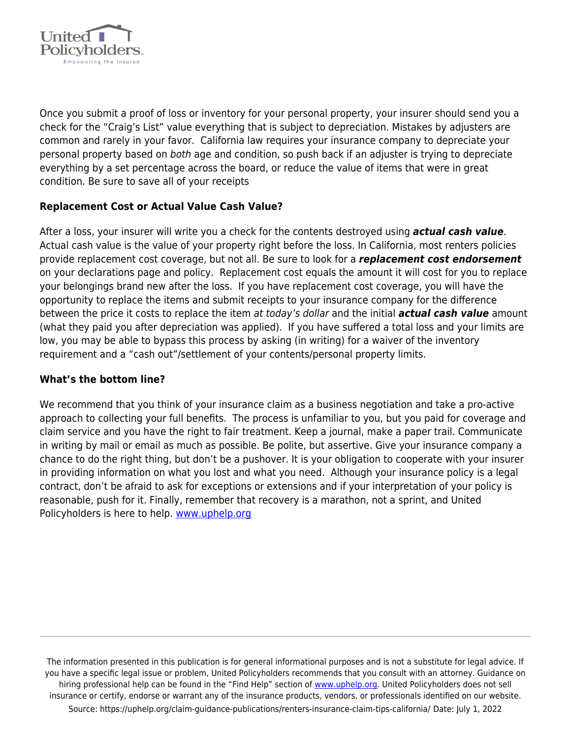Once you submit a proof of loss or inventory for your personal property, your insurer should send you a check for the "Craig's List" value everything that is subject to depreciation. Mistakes by adjusters are common and rarely in your favor. California law requires your insurance company to depreciate your personal property based on *both* age and condition, so push back if an adjuster is trying to depreciate everything by a set percentage across the board, or reduce the value of items that were in great condition. Be sure to save all of your receipts

**Replacement Cost or Actual Value Cash Value?**

After a loss, your insurer will write you a check for the contents destroyed using ***actual cash value***. Actual cash value is the value of your property right before the loss. In California, most renters policies provide replacement cost coverage, but not all. Be sure to look for a ***replacement cost endorsement*** on your declarations page and policy. Replacement cost equals the amount it will cost for you to replace your belongings brand new after the loss. If you have replacement cost coverage, you will have the opportunity to replace the items and submit receipts to your insurance company for the difference between the price it costs to replace the item *at today's dollar* and the initial ***actual cash value*** amount (what they paid you after depreciation was applied). If you have suffered a total loss and your limits are low, you may be able to bypass this process by asking (in writing) for a waiver of the inventory requirement and a "cash out"/settlement of your contents/personal property limits.

**What's the bottom line?**

We recommend that you think of your insurance claim as a business negotiation and take a pro-active approach to collecting your full benefits. The process is unfamiliar to you, but you paid for coverage and claim service and you have the right to fair treatment. Keep a journal, make a paper trail. Communicate in writing by mail or email as much as possible. Be polite, but assertive. Give your insurance company a chance to do the right thing, but don't be a pushover. It is your obligation to cooperate with your insurer in providing information on what you lost and what you need. Although your insurance policy is a legal contract, don't be afraid to ask for exceptions or extensions and if your interpretation of your policy is reasonable, push for it. Finally, remember that recovery is a marathon, not a sprint, and United Policyholders is here to help. [www.uphelp.org](http://www.uphelp.org)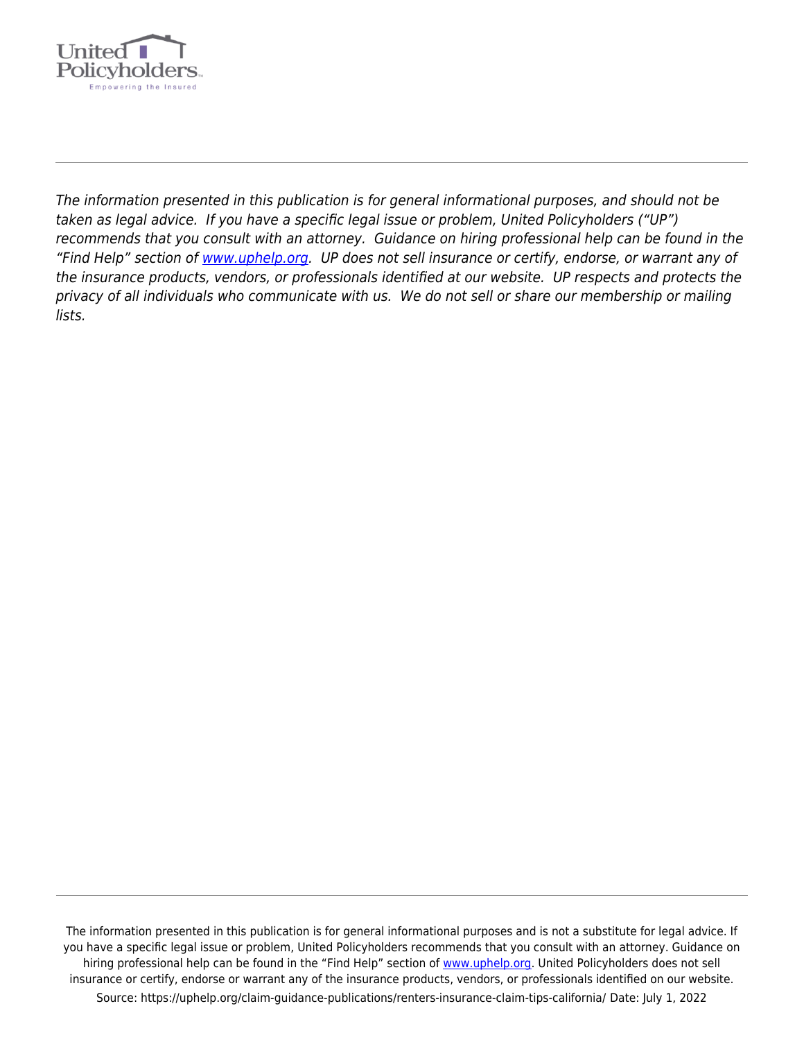*The information presented in this publication is for general informational purposes, and should not be taken as legal advice. If you have a specific legal issue or problem, United Policyholders ("UP") recommends that you consult with an attorney. Guidance on hiring professional help can be found in the "Find Help" section of [www.uphelp.org](http://www.uphelp.org). UP does not sell insurance or certify, endorse, or warrant any of the insurance products, vendors, or professionals identified at our website. UP respects and protects the privacy of all individuals who communicate with us. We do not sell or share our membership or mailing lists.*